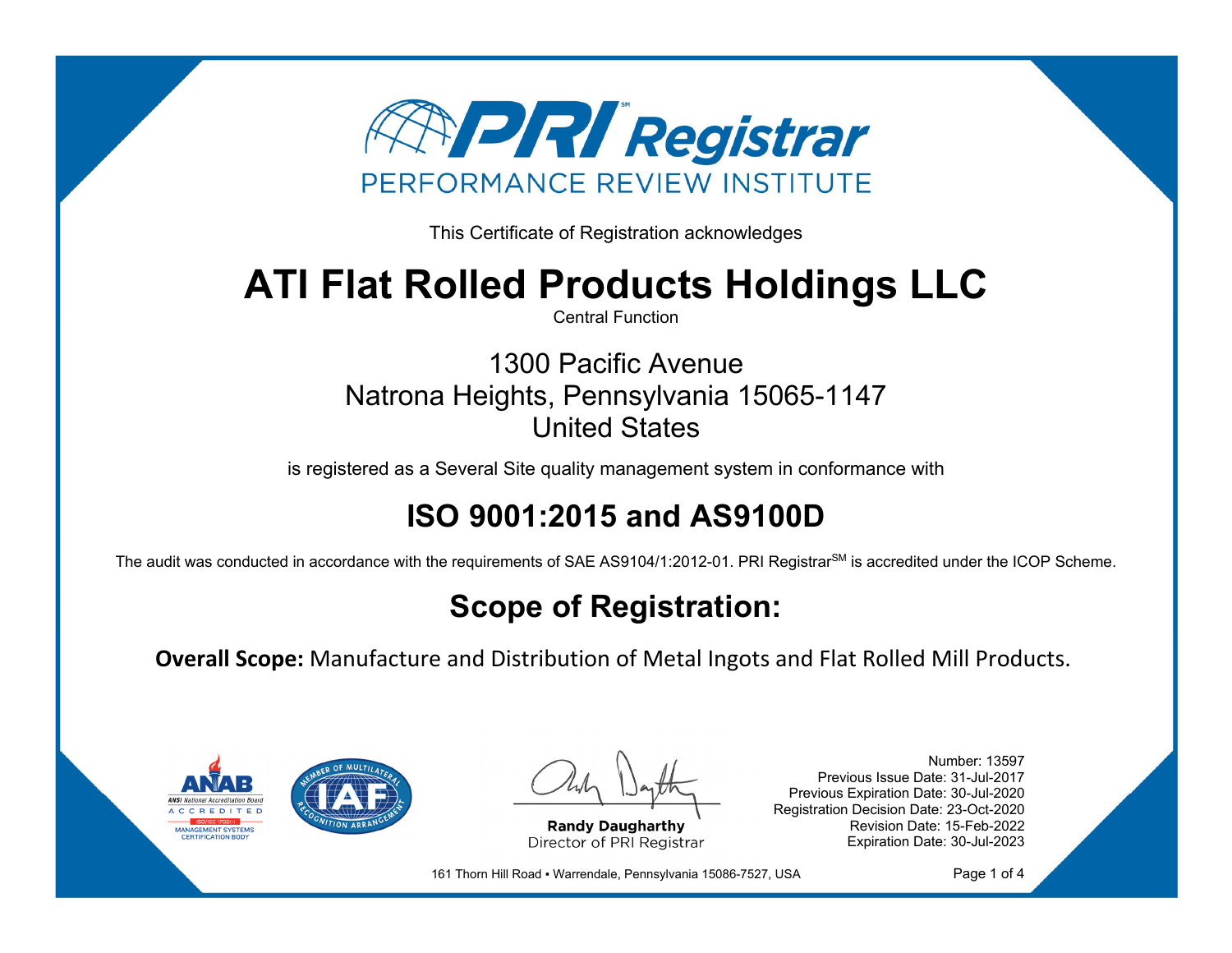# PRI Registrar

PERFORMANCE REVIEW INSTITUTE

This Certificate of Registration acknowledges

# ATI Flat Rolled Products Holdings LLC

Central Function

1300 Pacific Avenue
Natrona Heights, Pennsylvania 15065-1147
United States

is registered as a Several Site quality management system in conformance with

## ISO 9001:2015 and AS9100D

The audit was conducted in accordance with the requirements of SAE AS9104/1:2012-01. PRI Registrar[SM] is accredited under the ICOP Scheme.

## Scope of Registration:

**Overall Scope:** Manufacture and Distribution of Metal Ingots and Flat Rolled Mill Products.

ANAB — ANSI National Accreditation Board — ACCREDITED — ISO/IEC 17021-1 — MANAGEMENT SYSTEMS CERTIFICATION BODY

IAF — MEMBER OF MULTILATERAL RECOGNITION ARRANGEMENT

**Randy Daugharthy**
Director of PRI Registrar

Number: 13597
Previous Issue Date: 31-Jul-2017
Previous Expiration Date: 30-Jul-2020
Registration Decision Date: 23-Oct-2020
Revision Date: 15-Feb-2022
Expiration Date: 30-Jul-2023

161 Thorn Hill Road • Warrendale, Pennsylvania 15086-7527, USA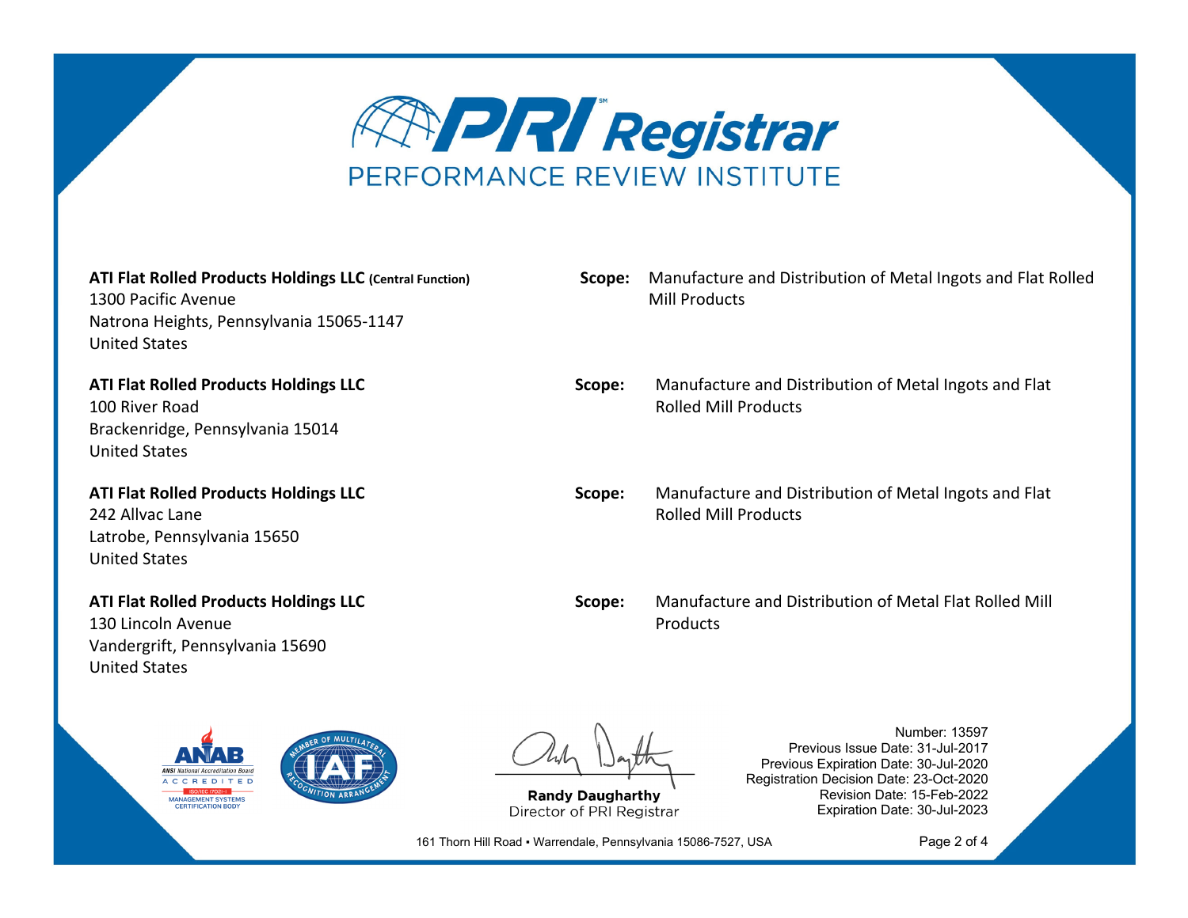# PRI Registrar

PERFORMANCE REVIEW INSTITUTE

**ATI Flat Rolled Products Holdings LLC (Central Function)**
1300 Pacific Avenue
Natrona Heights, Pennsylvania 15065-1147
United States

**Scope:** Manufacture and Distribution of Metal Ingots and Flat Rolled Mill Products

**ATI Flat Rolled Products Holdings LLC**
100 River Road
Brackenridge, Pennsylvania 15014
United States

**Scope:** Manufacture and Distribution of Metal Ingots and Flat Rolled Mill Products

**ATI Flat Rolled Products Holdings LLC**
242 Allvac Lane
Latrobe, Pennsylvania 15650
United States

**Scope:** Manufacture and Distribution of Metal Ingots and Flat Rolled Mill Products

**ATI Flat Rolled Products Holdings LLC**
130 Lincoln Avenue
Vandergrift, Pennsylvania 15690
United States

**Scope:** Manufacture and Distribution of Metal Flat Rolled Mill Products

ANAB ANSI National Accreditation Board ACCREDITED ISO/IEC 17021-1 MANAGEMENT SYSTEMS CERTIFICATION BODY

IAF MEMBER OF MULTILATERAL RECOGNITION ARRANGEMENT

**Randy Daugharthy**
Director of PRI Registrar

Number: 13597
Previous Issue Date: 31-Jul-2017
Previous Expiration Date: 30-Jul-2020
Registration Decision Date: 23-Oct-2020
Revision Date: 15-Feb-2022
Expiration Date: 30-Jul-2023

161 Thorn Hill Road • Warrendale, Pennsylvania 15086-7527, USA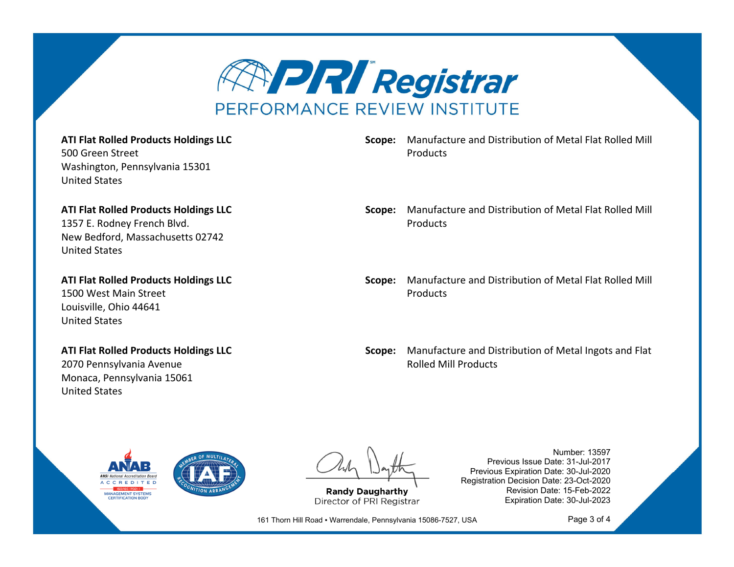# PRI Registrar

PERFORMANCE REVIEW INSTITUTE

**ATI Flat Rolled Products Holdings LLC**
500 Green Street
Washington, Pennsylvania 15301
United States

**Scope:** Manufacture and Distribution of Metal Flat Rolled Mill Products

**ATI Flat Rolled Products Holdings LLC**
1357 E. Rodney French Blvd.
New Bedford, Massachusetts 02742
United States

**Scope:** Manufacture and Distribution of Metal Flat Rolled Mill Products

**ATI Flat Rolled Products Holdings LLC**
1500 West Main Street
Louisville, Ohio 44641
United States

**Scope:** Manufacture and Distribution of Metal Flat Rolled Mill Products

**ATI Flat Rolled Products Holdings LLC**
2070 Pennsylvania Avenue
Monaca, Pennsylvania 15061
United States

**Scope:** Manufacture and Distribution of Metal Ingots and Flat Rolled Mill Products

ANAB — ANSI National Accreditation Board ACCREDITED ISO/IEC 17021-1 MANAGEMENT SYSTEMS CERTIFICATION BODY

IAF — MEMBER OF MULTILATERAL RECOGNITION ARRANGEMENT

**Randy Daugharthy**
Director of PRI Registrar

Number: 13597
Previous Issue Date: 31-Jul-2017
Previous Expiration Date: 30-Jul-2020
Registration Decision Date: 23-Oct-2020
Revision Date: 15-Feb-2022
Expiration Date: 30-Jul-2023

161 Thorn Hill Road ▪ Warrendale, Pennsylvania 15086-7527, USA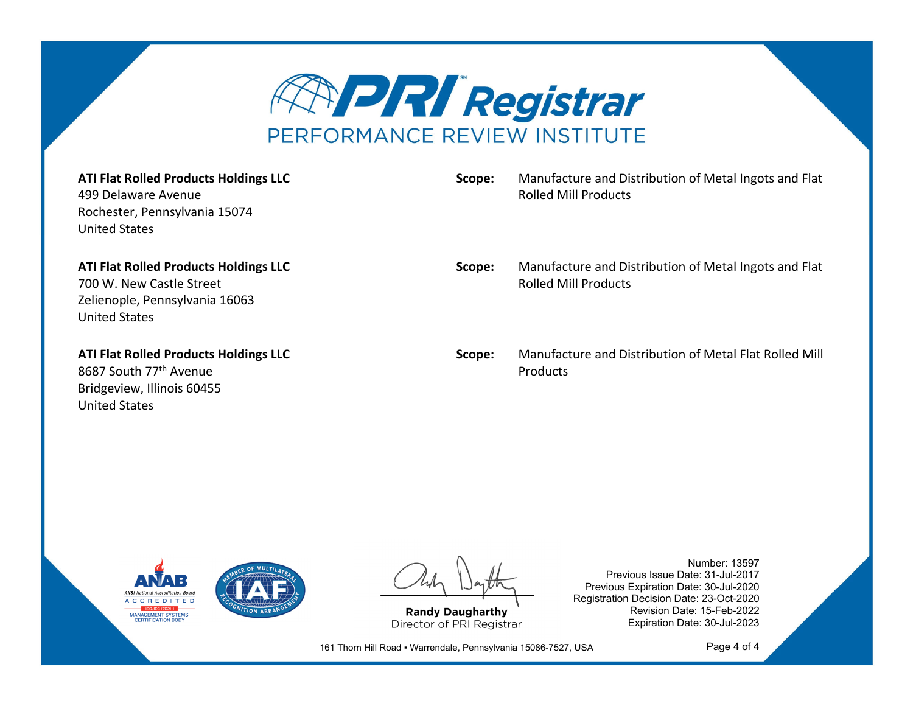# PRI Registrar

PERFORMANCE REVIEW INSTITUTE

**ATI Flat Rolled Products Holdings LLC**
499 Delaware Avenue
Rochester, Pennsylvania 15074
United States

**Scope:** Manufacture and Distribution of Metal Ingots and Flat Rolled Mill Products

**ATI Flat Rolled Products Holdings LLC**
700 W. New Castle Street
Zelienople, Pennsylvania 16063
United States

**Scope:** Manufacture and Distribution of Metal Ingots and Flat Rolled Mill Products

**ATI Flat Rolled Products Holdings LLC**
8687 South 77th Avenue
Bridgeview, Illinois 60455
United States

**Scope:** Manufacture and Distribution of Metal Flat Rolled Mill Products

ANAB ANSI National Accreditation Board ACCREDITED ISO/IEC 17021-1 MANAGEMENT SYSTEMS CERTIFICATION BODY

MEMBER OF MULTILATERAL RECOGNITION ARRANGEMENT IAF

**Randy Daugharthy**
Director of PRI Registrar

Number: 13597
Previous Issue Date: 31-Jul-2017
Previous Expiration Date: 30-Jul-2020
Registration Decision Date: 23-Oct-2020
Revision Date: 15-Feb-2022
Expiration Date: 30-Jul-2023

161 Thorn Hill Road ▪ Warrendale, Pennsylvania 15086-7527, USA